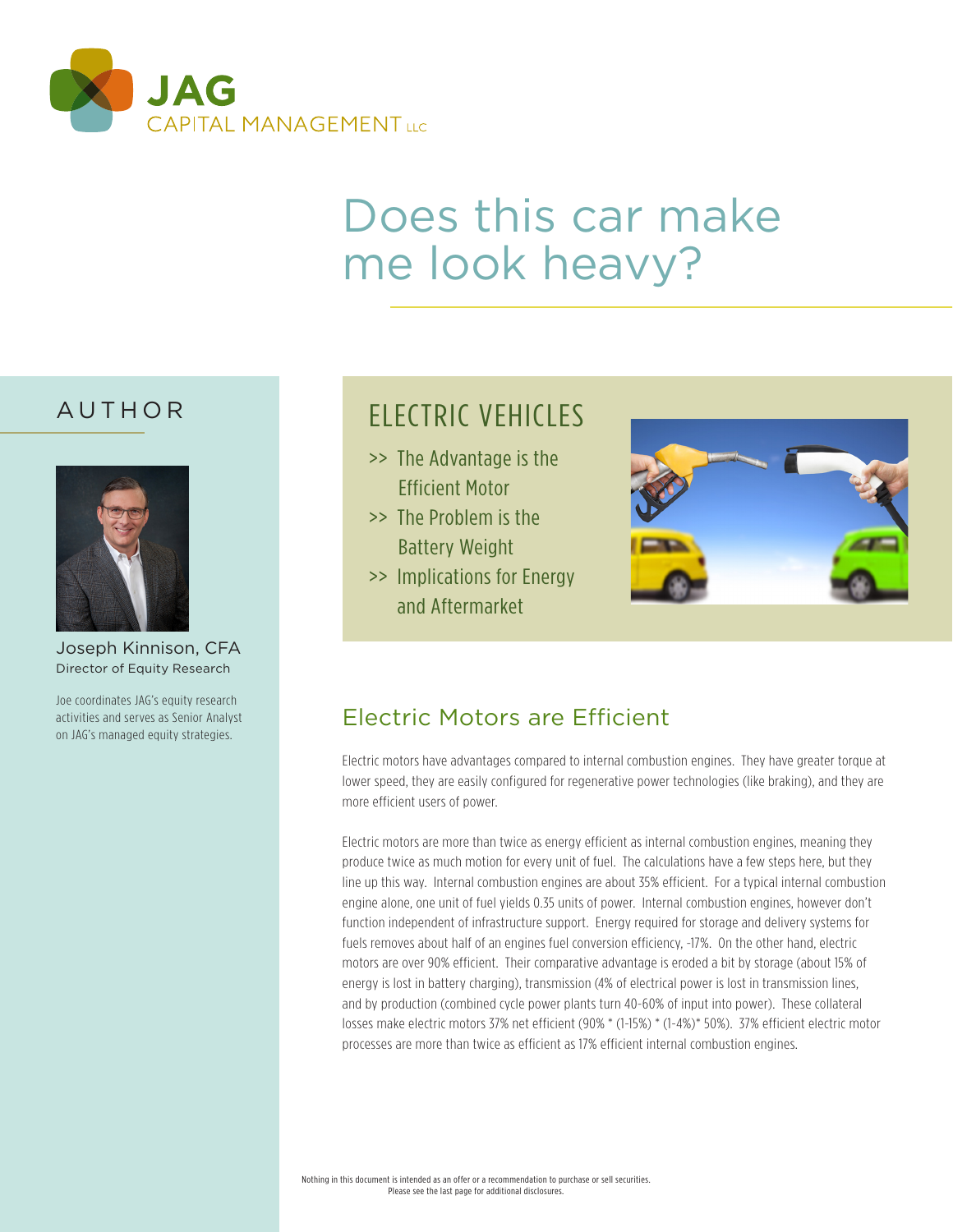JAG CAPITAL MANAGEMENT LLC

# Does this car make me look heavy?

## AUTHOR

Joseph Kinnison, CFA
Director of Equity Research

Joe coordinates JAG's equity research activities and serves as Senior Analyst on JAG's managed equity strategies.

## ELECTRIC VEHICLES

- >> The Advantage is the Efficient Motor
- >> The Problem is the Battery Weight
- >> Implications for Energy and Aftermarket

## Electric Motors are Efficient

Electric motors have advantages compared to internal combustion engines. They have greater torque at lower speed, they are easily configured for regenerative power technologies (like braking), and they are more efficient users of power.

Electric motors are more than twice as energy efficient as internal combustion engines, meaning they produce twice as much motion for every unit of fuel. The calculations have a few steps here, but they line up this way. Internal combustion engines are about 35% efficient. For a typical internal combustion engine alone, one unit of fuel yields 0.35 units of power. Internal combustion engines, however don't function independent of infrastructure support. Energy required for storage and delivery systems for fuels removes about half of an engines fuel conversion efficiency, -17%. On the other hand, electric motors are over 90% efficient. Their comparative advantage is eroded a bit by storage (about 15% of energy is lost in battery charging), transmission (4% of electrical power is lost in transmission lines, and by production (combined cycle power plants turn 40-60% of input into power). These collateral losses make electric motors 37% net efficient (90% * (1-15%) * (1-4%)* 50%). 37% efficient electric motor processes are more than twice as efficient as 17% efficient internal combustion engines.

Nothing in this document is intended as an offer or a recommendation to purchase or sell securities.
Please see the last page for additional disclosures.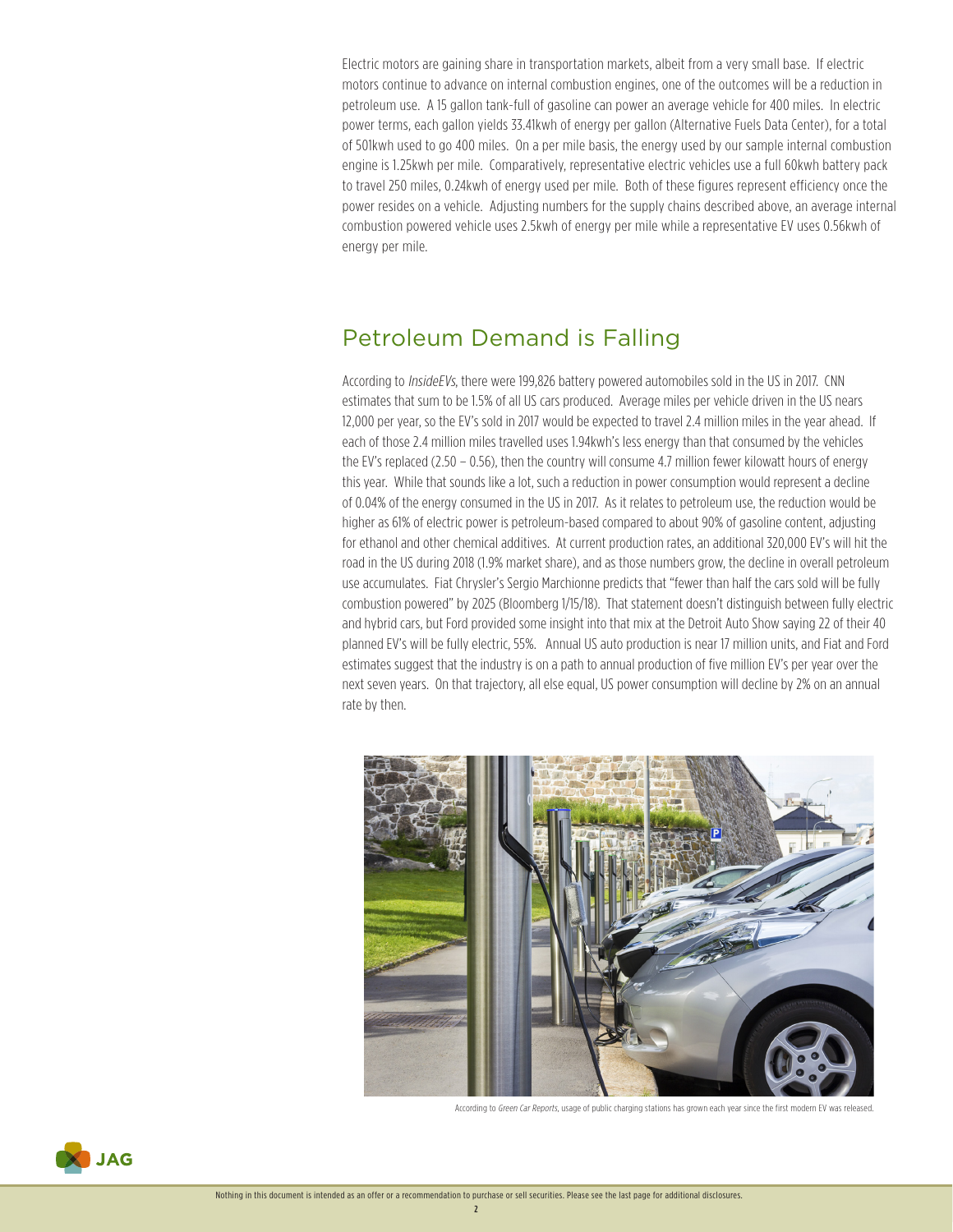Electric motors are gaining share in transportation markets, albeit from a very small base. If electric motors continue to advance on internal combustion engines, one of the outcomes will be a reduction in petroleum use. A 15 gallon tank-full of gasoline can power an average vehicle for 400 miles. In electric power terms, each gallon yields 33.41kwh of energy per gallon (Alternative Fuels Data Center), for a total of 501kwh used to go 400 miles. On a per mile basis, the energy used by our sample internal combustion engine is 1.25kwh per mile. Comparatively, representative electric vehicles use a full 60kwh battery pack to travel 250 miles, 0.24kwh of energy used per mile. Both of these figures represent efficiency once the power resides on a vehicle. Adjusting numbers for the supply chains described above, an average internal combustion powered vehicle uses 2.5kwh of energy per mile while a representative EV uses 0.56kwh of energy per mile.

## Petroleum Demand is Falling

According to *InsideEVs*, there were 199,826 battery powered automobiles sold in the US in 2017. CNN estimates that sum to be 1.5% of all US cars produced. Average miles per vehicle driven in the US nears 12,000 per year, so the EV's sold in 2017 would be expected to travel 2.4 million miles in the year ahead. If each of those 2.4 million miles travelled uses 1.94kwh's less energy than that consumed by the vehicles the EV's replaced (2.50 – 0.56), then the country will consume 4.7 million fewer kilowatt hours of energy this year. While that sounds like a lot, such a reduction in power consumption would represent a decline of 0.04% of the energy consumed in the US in 2017. As it relates to petroleum use, the reduction would be higher as 61% of electric power is petroleum-based compared to about 90% of gasoline content, adjusting for ethanol and other chemical additives. At current production rates, an additional 320,000 EV's will hit the road in the US during 2018 (1.9% market share), and as those numbers grow, the decline in overall petroleum use accumulates. Fiat Chrysler's Sergio Marchionne predicts that "fewer than half the cars sold will be fully combustion powered" by 2025 (Bloomberg 1/15/18). That statement doesn't distinguish between fully electric and hybrid cars, but Ford provided some insight into that mix at the Detroit Auto Show saying 22 of their 40 planned EV's will be fully electric, 55%. Annual US auto production is near 17 million units, and Fiat and Ford estimates suggest that the industry is on a path to annual production of five million EV's per year over the next seven years. On that trajectory, all else equal, US power consumption will decline by 2% on an annual rate by then.

According to *Green Car Reports*, usage of public charging stations has grown each year since the first modern EV was released.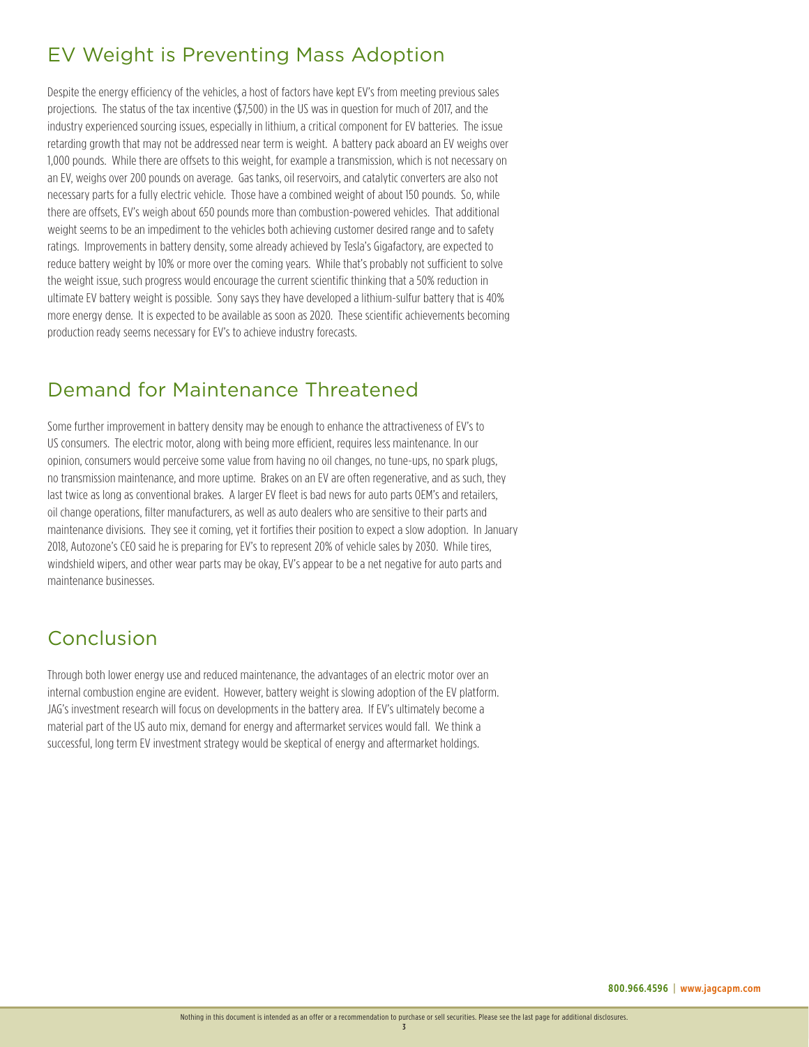## EV Weight is Preventing Mass Adoption

Despite the energy efficiency of the vehicles, a host of factors have kept EV's from meeting previous sales projections. The status of the tax incentive ($7,500) in the US was in question for much of 2017, and the industry experienced sourcing issues, especially in lithium, a critical component for EV batteries. The issue retarding growth that may not be addressed near term is weight. A battery pack aboard an EV weighs over 1,000 pounds. While there are offsets to this weight, for example a transmission, which is not necessary on an EV, weighs over 200 pounds on average. Gas tanks, oil reservoirs, and catalytic converters are also not necessary parts for a fully electric vehicle. Those have a combined weight of about 150 pounds. So, while there are offsets, EV's weigh about 650 pounds more than combustion-powered vehicles. That additional weight seems to be an impediment to the vehicles both achieving customer desired range and to safety ratings. Improvements in battery density, some already achieved by Tesla's Gigafactory, are expected to reduce battery weight by 10% or more over the coming years. While that's probably not sufficient to solve the weight issue, such progress would encourage the current scientific thinking that a 50% reduction in ultimate EV battery weight is possible. Sony says they have developed a lithium-sulfur battery that is 40% more energy dense. It is expected to be available as soon as 2020. These scientific achievements becoming production ready seems necessary for EV's to achieve industry forecasts.

## Demand for Maintenance Threatened

Some further improvement in battery density may be enough to enhance the attractiveness of EV's to US consumers. The electric motor, along with being more efficient, requires less maintenance. In our opinion, consumers would perceive some value from having no oil changes, no tune-ups, no spark plugs, no transmission maintenance, and more uptime. Brakes on an EV are often regenerative, and as such, they last twice as long as conventional brakes. A larger EV fleet is bad news for auto parts OEM's and retailers, oil change operations, filter manufacturers, as well as auto dealers who are sensitive to their parts and maintenance divisions. They see it coming, yet it fortifies their position to expect a slow adoption. In January 2018, Autozone's CEO said he is preparing for EV's to represent 20% of vehicle sales by 2030. While tires, windshield wipers, and other wear parts may be okay, EV's appear to be a net negative for auto parts and maintenance businesses.

## Conclusion

Through both lower energy use and reduced maintenance, the advantages of an electric motor over an internal combustion engine are evident. However, battery weight is slowing adoption of the EV platform. JAG's investment research will focus on developments in the battery area. If EV's ultimately become a material part of the US auto mix, demand for energy and aftermarket services would fall. We think a successful, long term EV investment strategy would be skeptical of energy and aftermarket holdings.

**800.966.4596 | www.jagcapm.com**

Nothing in this document is intended as an offer or a recommendation to purchase or sell securities. Please see the last page for additional disclosures.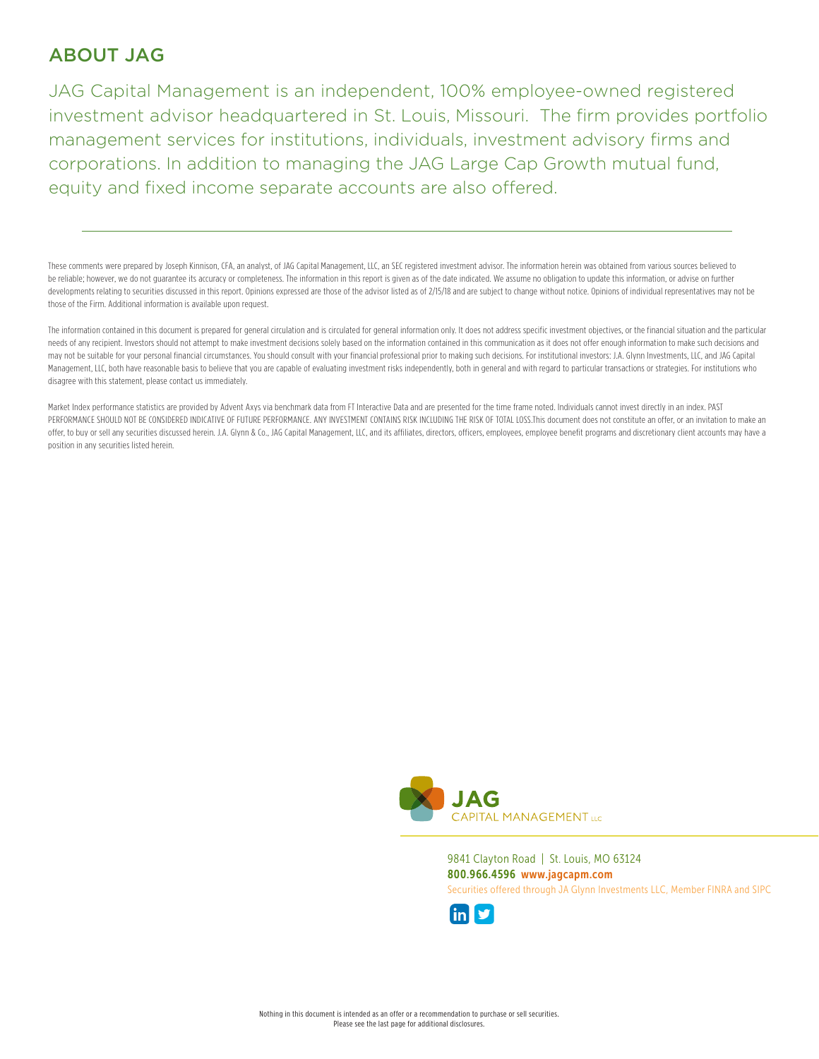## ABOUT JAG

JAG Capital Management is an independent, 100% employee-owned registered investment advisor headquartered in St. Louis, Missouri. The firm provides portfolio management services for institutions, individuals, investment advisory firms and corporations. In addition to managing the JAG Large Cap Growth mutual fund, equity and fixed income separate accounts are also offered.

---

These comments were prepared by Joseph Kinnison, CFA, an analyst, of JAG Capital Management, LLC, an SEC registered investment advisor. The information herein was obtained from various sources believed to be reliable; however, we do not guarantee its accuracy or completeness. The information in this report is given as of the date indicated. We assume no obligation to update this information, or advise on further developments relating to securities discussed in this report. Opinions expressed are those of the advisor listed as of 2/15/18 and are subject to change without notice. Opinions of individual representatives may not be those of the Firm. Additional information is available upon request.

The information contained in this document is prepared for general circulation and is circulated for general information only. It does not address specific investment objectives, or the financial situation and the particular needs of any recipient. Investors should not attempt to make investment decisions solely based on the information contained in this communication as it does not offer enough information to make such decisions and may not be suitable for your personal financial circumstances. You should consult with your financial professional prior to making such decisions. For institutional investors: J.A. Glynn Investments, LLC, and JAG Capital Management, LLC, both have reasonable basis to believe that you are capable of evaluating investment risks independently, both in general and with regard to particular transactions or strategies. For institutions who disagree with this statement, please contact us immediately.

Market Index performance statistics are provided by Advent Axys via benchmark data from FT Interactive Data and are presented for the time frame noted. Individuals cannot invest directly in an index. PAST PERFORMANCE SHOULD NOT BE CONSIDERED INDICATIVE OF FUTURE PERFORMANCE. ANY INVESTMENT CONTAINS RISK INCLUDING THE RISK OF TOTAL LOSS.This document does not constitute an offer, or an invitation to make an offer, to buy or sell any securities discussed herein. J.A. Glynn & Co., JAG Capital Management, LLC, and its affiliates, directors, officers, employees, employee benefit programs and discretionary client accounts may have a position in any securities listed herein.

**JAG**
CAPITAL MANAGEMENT LLC

9841 Clayton Road | St. Louis, MO 63124
**800.966.4596** **www.jagcapm.com**
Securities offered through JA Glynn Investments LLC, Member FINRA and SIPC

Nothing in this document is intended as an offer or a recommendation to purchase or sell securities.
Please see the last page for additional disclosures.